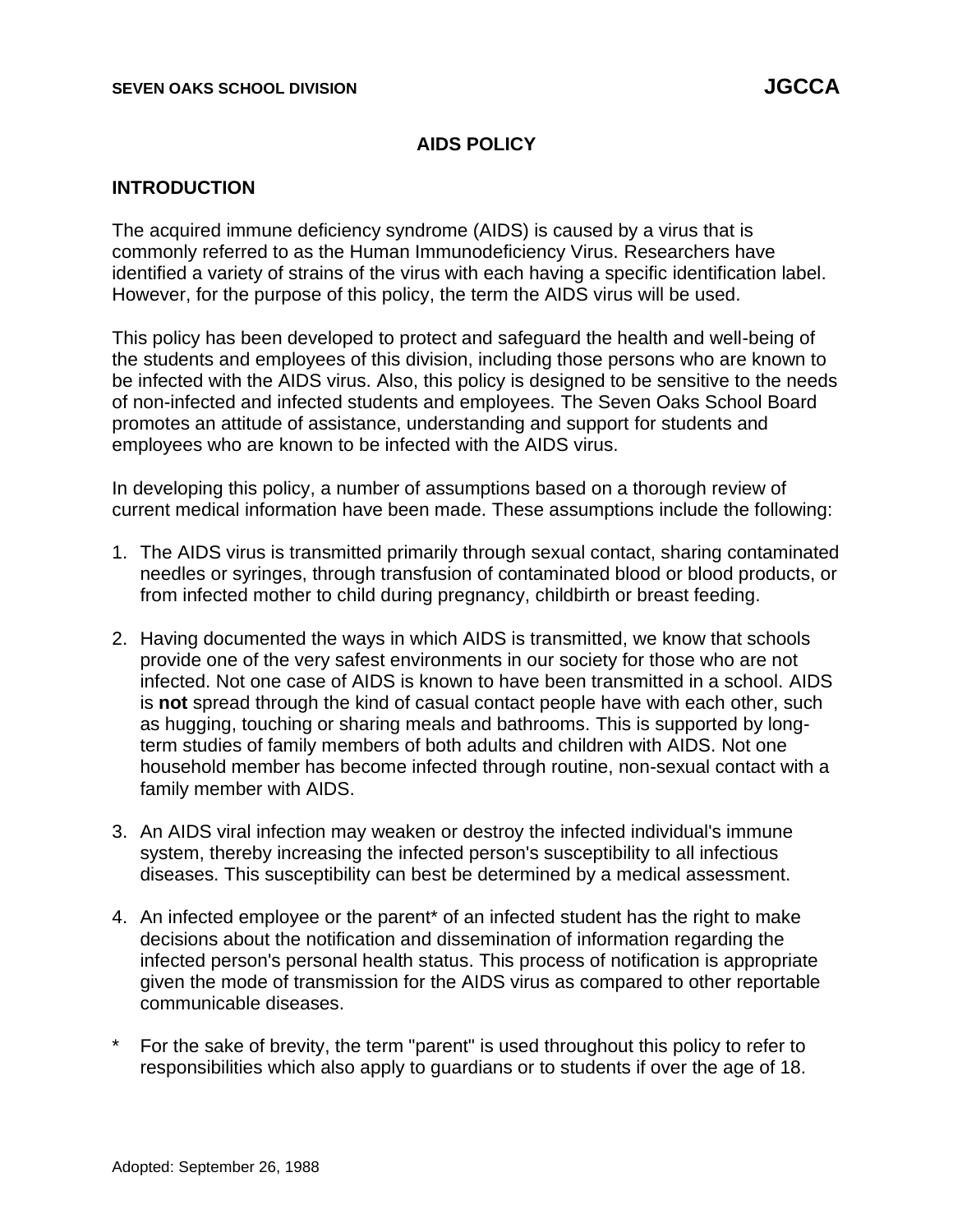SEVEN OAKS SCHOOL DIVISION **JGCCA**

# AIDS POLICY

## INTRODUCTION

The acquired immune deficiency syndrome (AIDS) is caused by a virus that is commonly referred to as the Human Immunodeficiency Virus. Researchers have identified a variety of strains of the virus with each having a specific identification label. However, for the purpose of this policy, the term the AIDS virus will be used.

This policy has been developed to protect and safeguard the health and well-being of the students and employees of this division, including those persons who are known to be infected with the AIDS virus. Also, this policy is designed to be sensitive to the needs of non-infected and infected students and employees. The Seven Oaks School Board promotes an attitude of assistance, understanding and support for students and employees who are known to be infected with the AIDS virus.

In developing this policy, a number of assumptions based on a thorough review of current medical information have been made. These assumptions include the following:

1. The AIDS virus is transmitted primarily through sexual contact, sharing contaminated needles or syringes, through transfusion of contaminated blood or blood products, or from infected mother to child during pregnancy, childbirth or breast feeding.

2. Having documented the ways in which AIDS is transmitted, we know that schools provide one of the very safest environments in our society for those who are not infected. Not one case of AIDS is known to have been transmitted in a school. AIDS is **not** spread through the kind of casual contact people have with each other, such as hugging, touching or sharing meals and bathrooms. This is supported by long-term studies of family members of both adults and children with AIDS. Not one household member has become infected through routine, non-sexual contact with a family member with AIDS.

3. An AIDS viral infection may weaken or destroy the infected individual's immune system, thereby increasing the infected person's susceptibility to all infectious diseases. This susceptibility can best be determined by a medical assessment.

4. An infected employee or the parent* of an infected student has the right to make decisions about the notification and dissemination of information regarding the infected person's personal health status. This process of notification is appropriate given the mode of transmission for the AIDS virus as compared to other reportable communicable diseases.

\* For the sake of brevity, the term "parent" is used throughout this policy to refer to responsibilities which also apply to guardians or to students if over the age of 18.

Adopted: September 26, 1988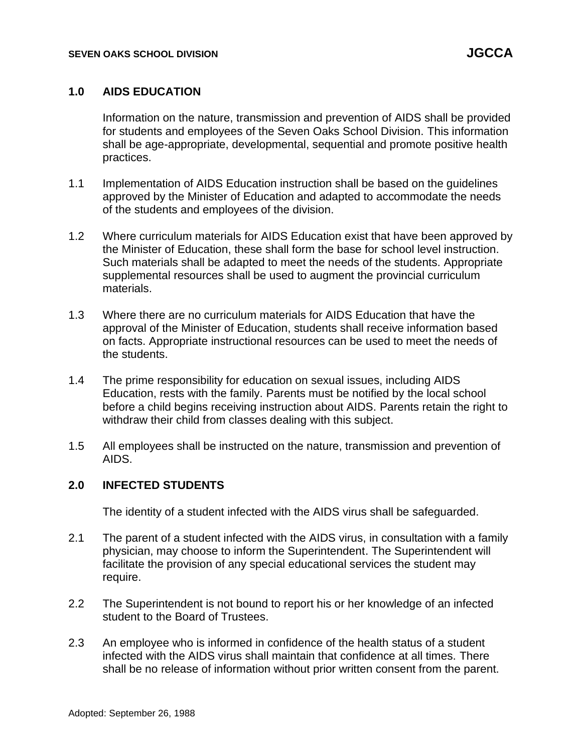## 1.0 AIDS EDUCATION

Information on the nature, transmission and prevention of AIDS shall be provided for students and employees of the Seven Oaks School Division. This information shall be age-appropriate, developmental, sequential and promote positive health practices.

1.1 Implementation of AIDS Education instruction shall be based on the guidelines approved by the Minister of Education and adapted to accommodate the needs of the students and employees of the division.

1.2 Where curriculum materials for AIDS Education exist that have been approved by the Minister of Education, these shall form the base for school level instruction. Such materials shall be adapted to meet the needs of the students. Appropriate supplemental resources shall be used to augment the provincial curriculum materials.

1.3 Where there are no curriculum materials for AIDS Education that have the approval of the Minister of Education, students shall receive information based on facts. Appropriate instructional resources can be used to meet the needs of the students.

1.4 The prime responsibility for education on sexual issues, including AIDS Education, rests with the family. Parents must be notified by the local school before a child begins receiving instruction about AIDS. Parents retain the right to withdraw their child from classes dealing with this subject.

1.5 All employees shall be instructed on the nature, transmission and prevention of AIDS.

## 2.0 INFECTED STUDENTS

The identity of a student infected with the AIDS virus shall be safeguarded.

2.1 The parent of a student infected with the AIDS virus, in consultation with a family physician, may choose to inform the Superintendent. The Superintendent will facilitate the provision of any special educational services the student may require.

2.2 The Superintendent is not bound to report his or her knowledge of an infected student to the Board of Trustees.

2.3 An employee who is informed in confidence of the health status of a student infected with the AIDS virus shall maintain that confidence at all times. There shall be no release of information without prior written consent from the parent.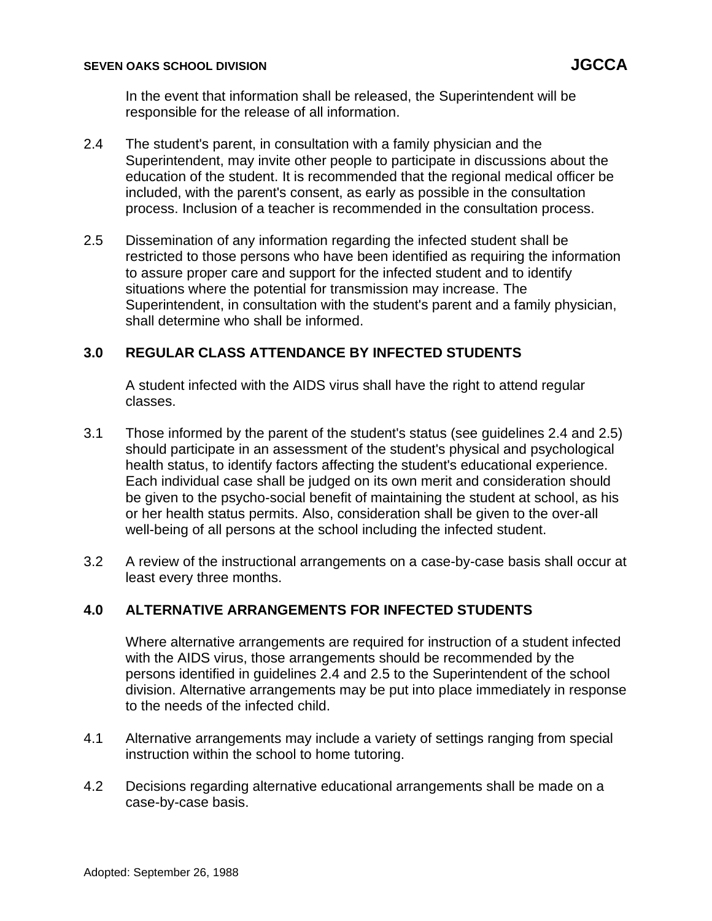In the event that information shall be released, the Superintendent will be responsible for the release of all information.

2.4 The student's parent, in consultation with a family physician and the Superintendent, may invite other people to participate in discussions about the education of the student. It is recommended that the regional medical officer be included, with the parent's consent, as early as possible in the consultation process. Inclusion of a teacher is recommended in the consultation process.

2.5 Dissemination of any information regarding the infected student shall be restricted to those persons who have been identified as requiring the information to assure proper care and support for the infected student and to identify situations where the potential for transmission may increase. The Superintendent, in consultation with the student's parent and a family physician, shall determine who shall be informed.

## 3.0 REGULAR CLASS ATTENDANCE BY INFECTED STUDENTS

A student infected with the AIDS virus shall have the right to attend regular classes.

3.1 Those informed by the parent of the student's status (see guidelines 2.4 and 2.5) should participate in an assessment of the student's physical and psychological health status, to identify factors affecting the student's educational experience. Each individual case shall be judged on its own merit and consideration should be given to the psycho-social benefit of maintaining the student at school, as his or her health status permits. Also, consideration shall be given to the over-all well-being of all persons at the school including the infected student.

3.2 A review of the instructional arrangements on a case-by-case basis shall occur at least every three months.

## 4.0 ALTERNATIVE ARRANGEMENTS FOR INFECTED STUDENTS

Where alternative arrangements are required for instruction of a student infected with the AIDS virus, those arrangements should be recommended by the persons identified in guidelines 2.4 and 2.5 to the Superintendent of the school division. Alternative arrangements may be put into place immediately in response to the needs of the infected child.

4.1 Alternative arrangements may include a variety of settings ranging from special instruction within the school to home tutoring.

4.2 Decisions regarding alternative educational arrangements shall be made on a case-by-case basis.

Adopted: September 26, 1988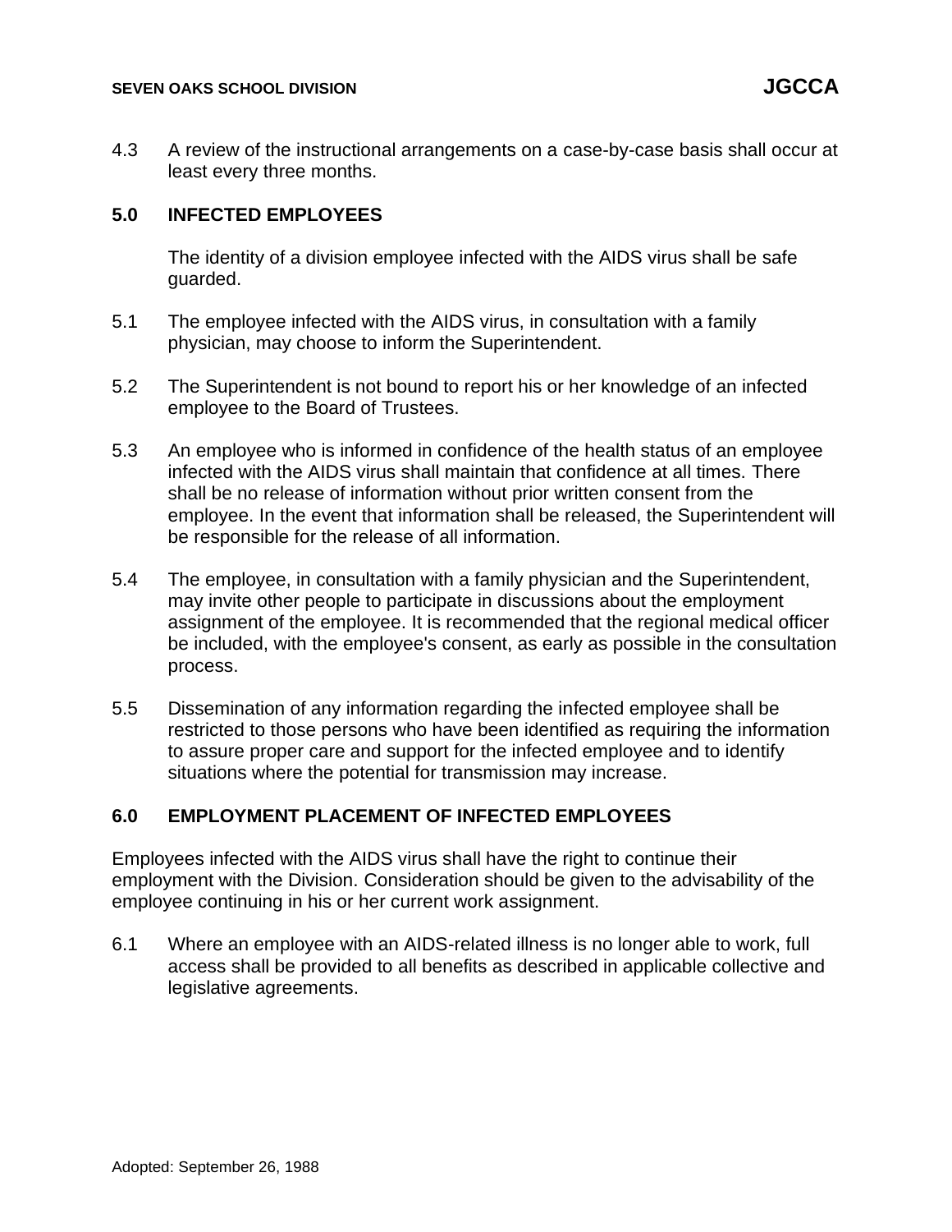4.3 A review of the instructional arrangements on a case-by-case basis shall occur at least every three months.

## 5.0 INFECTED EMPLOYEES

The identity of a division employee infected with the AIDS virus shall be safe guarded.

5.1 The employee infected with the AIDS virus, in consultation with a family physician, may choose to inform the Superintendent.

5.2 The Superintendent is not bound to report his or her knowledge of an infected employee to the Board of Trustees.

5.3 An employee who is informed in confidence of the health status of an employee infected with the AIDS virus shall maintain that confidence at all times. There shall be no release of information without prior written consent from the employee. In the event that information shall be released, the Superintendent will be responsible for the release of all information.

5.4 The employee, in consultation with a family physician and the Superintendent, may invite other people to participate in discussions about the employment assignment of the employee. It is recommended that the regional medical officer be included, with the employee's consent, as early as possible in the consultation process.

5.5 Dissemination of any information regarding the infected employee shall be restricted to those persons who have been identified as requiring the information to assure proper care and support for the infected employee and to identify situations where the potential for transmission may increase.

## 6.0 EMPLOYMENT PLACEMENT OF INFECTED EMPLOYEES

Employees infected with the AIDS virus shall have the right to continue their employment with the Division. Consideration should be given to the advisability of the employee continuing in his or her current work assignment.

6.1 Where an employee with an AIDS-related illness is no longer able to work, full access shall be provided to all benefits as described in applicable collective and legislative agreements.

Adopted: September 26, 1988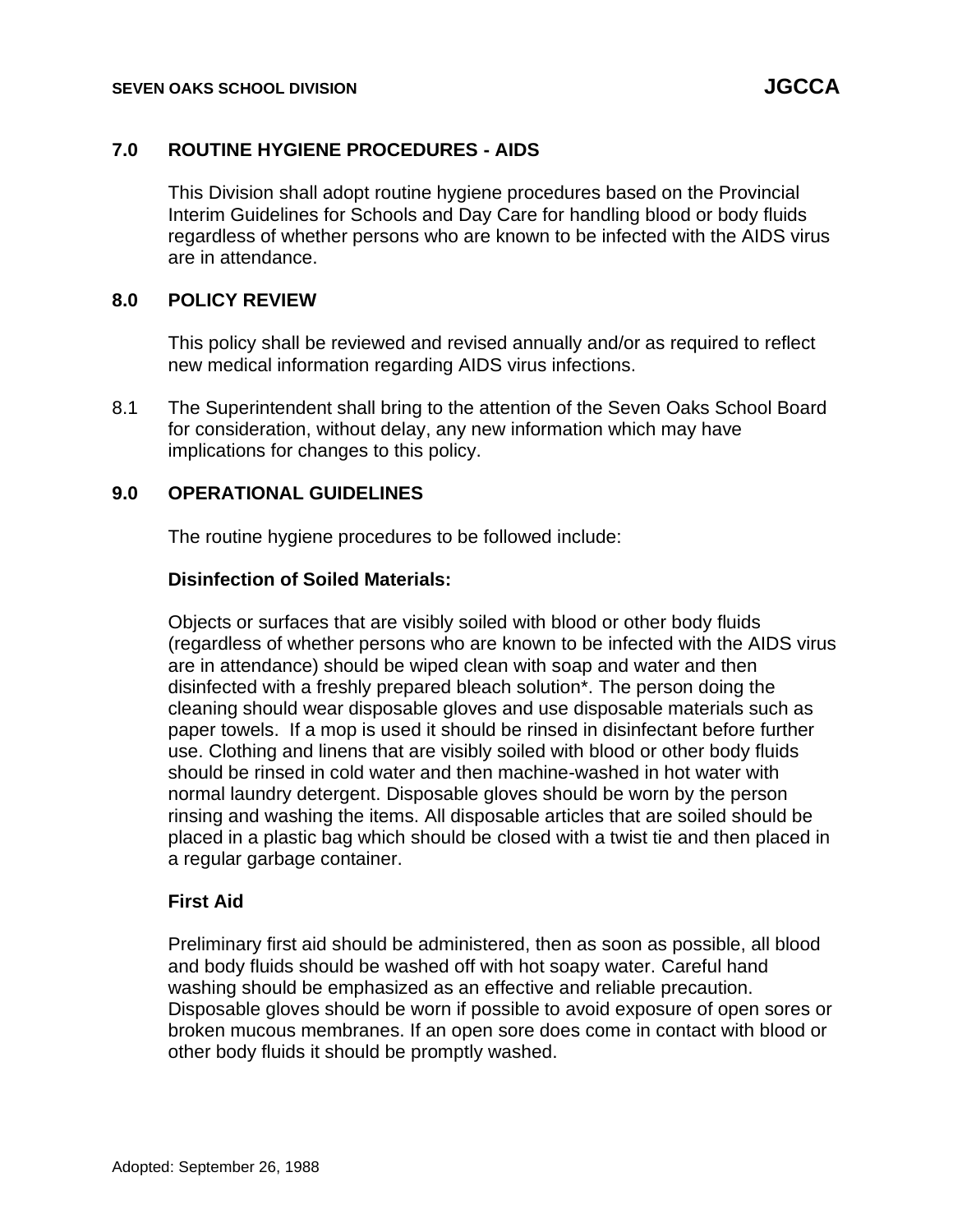## 7.0 ROUTINE HYGIENE PROCEDURES - AIDS

This Division shall adopt routine hygiene procedures based on the Provincial Interim Guidelines for Schools and Day Care for handling blood or body fluids regardless of whether persons who are known to be infected with the AIDS virus are in attendance.

## 8.0 POLICY REVIEW

This policy shall be reviewed and revised annually and/or as required to reflect new medical information regarding AIDS virus infections.

8.1 The Superintendent shall bring to the attention of the Seven Oaks School Board for consideration, without delay, any new information which may have implications for changes to this policy.

## 9.0 OPERATIONAL GUIDELINES

The routine hygiene procedures to be followed include:

**Disinfection of Soiled Materials:**

Objects or surfaces that are visibly soiled with blood or other body fluids (regardless of whether persons who are known to be infected with the AIDS virus are in attendance) should be wiped clean with soap and water and then disinfected with a freshly prepared bleach solution*. The person doing the cleaning should wear disposable gloves and use disposable materials such as paper towels. If a mop is used it should be rinsed in disinfectant before further use. Clothing and linens that are visibly soiled with blood or other body fluids should be rinsed in cold water and then machine-washed in hot water with normal laundry detergent. Disposable gloves should be worn by the person rinsing and washing the items. All disposable articles that are soiled should be placed in a plastic bag which should be closed with a twist tie and then placed in a regular garbage container.

**First Aid**

Preliminary first aid should be administered, then as soon as possible, all blood and body fluids should be washed off with hot soapy water. Careful hand washing should be emphasized as an effective and reliable precaution. Disposable gloves should be worn if possible to avoid exposure of open sores or broken mucous membranes. If an open sore does come in contact with blood or other body fluids it should be promptly washed.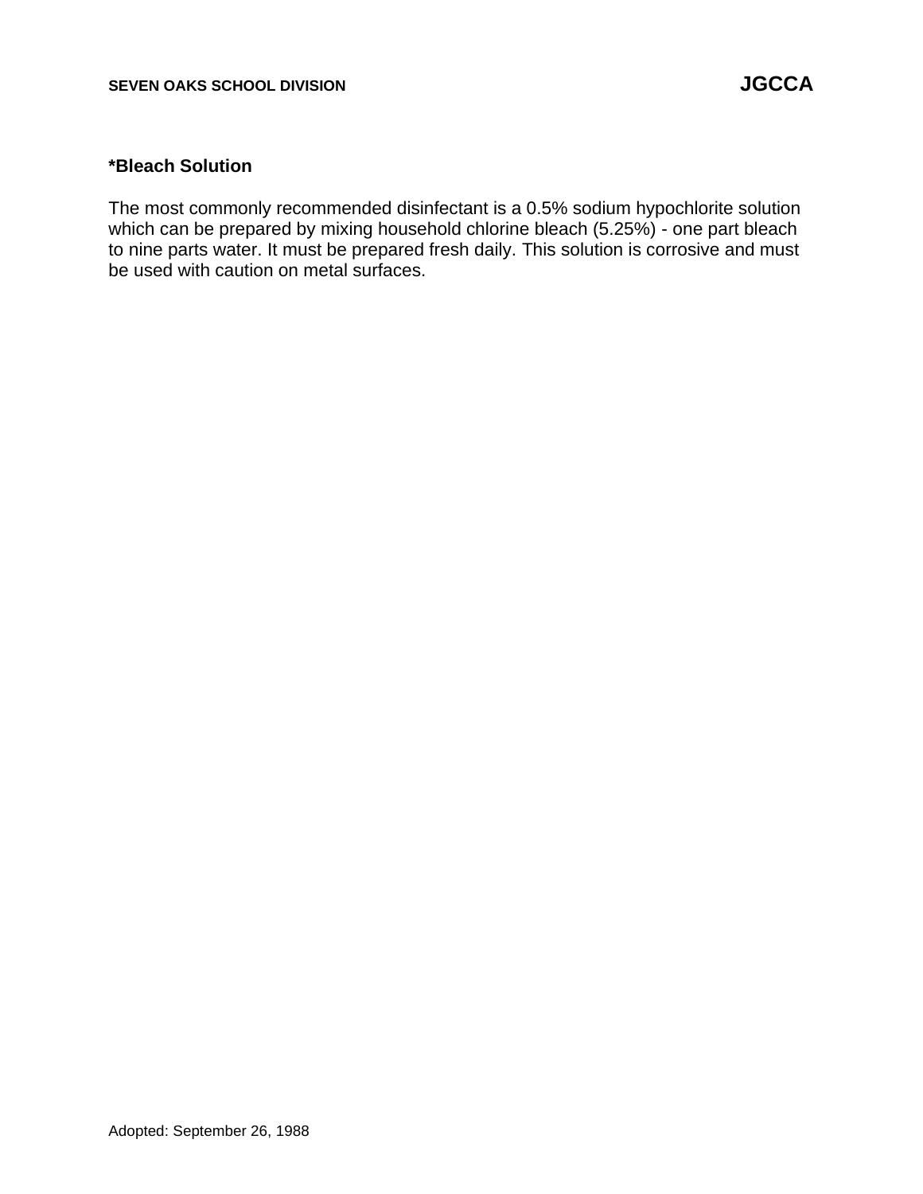**\*Bleach Solution**

The most commonly recommended disinfectant is a 0.5% sodium hypochlorite solution which can be prepared by mixing household chlorine bleach (5.25%) - one part bleach to nine parts water. It must be prepared fresh daily. This solution is corrosive and must be used with caution on metal surfaces.

Adopted: September 26, 1988